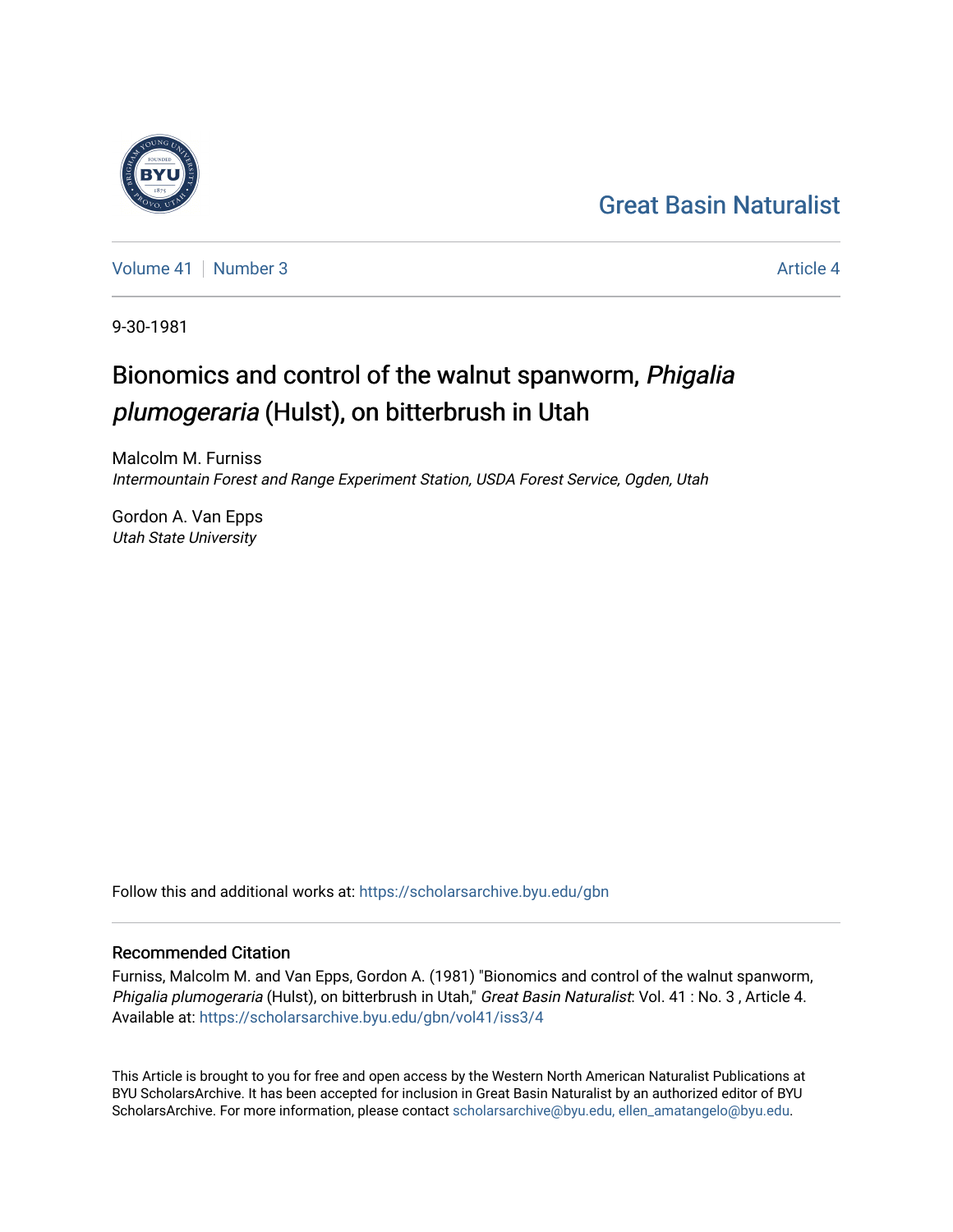Great Basin Naturalist

Volume 41 | Number 3 — Article 4

9-30-1981

# Bionomics and control of the walnut spanworm, *Phigalia plumogeraria* (Hulst), on bitterbrush in Utah

Malcolm M. Furniss
*Intermountain Forest and Range Experiment Station, USDA Forest Service, Ogden, Utah*

Gordon A. Van Epps
*Utah State University*

Follow this and additional works at: https://scholarsarchive.byu.edu/gbn

## Recommended Citation

Furniss, Malcolm M. and Van Epps, Gordon A. (1981) "Bionomics and control of the walnut spanworm, *Phigalia plumogeraria* (Hulst), on bitterbrush in Utah," *Great Basin Naturalist*: Vol. 41 : No. 3 , Article 4.
Available at: https://scholarsarchive.byu.edu/gbn/vol41/iss3/4

This Article is brought to you for free and open access by the Western North American Naturalist Publications at BYU ScholarsArchive. It has been accepted for inclusion in Great Basin Naturalist by an authorized editor of BYU ScholarsArchive. For more information, please contact scholarsarchive@byu.edu, ellen_amatangelo@byu.edu.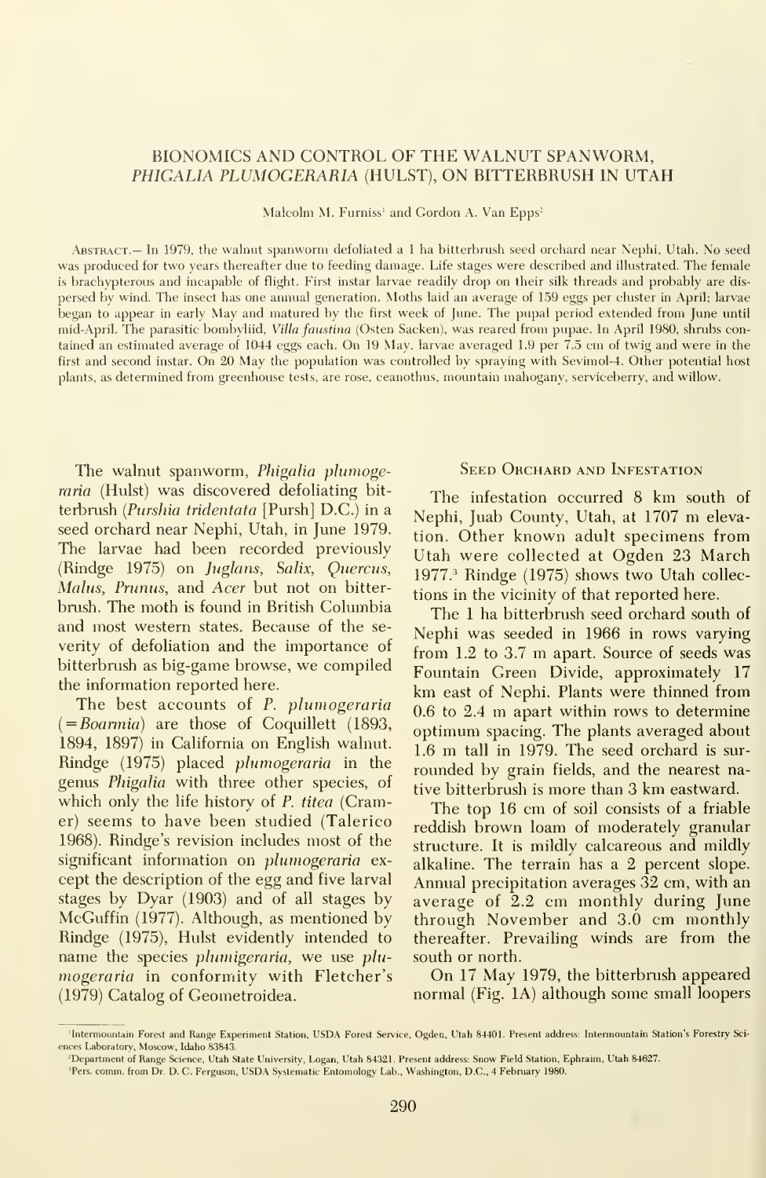# BIONOMICS AND CONTROL OF THE WALNUT SPANWORM, *PHIGALIA PLUMOGERARIA* (HULST), ON BITTERBRUSH IN UTAH

Malcolm M. Furniss[1] and Gordon A. Van Epps[2]

Abstract.— In 1979, the walnut spanworm defoliated a 1 ha bitterbrush seed orchard near Nephi, Utah. No seed was produced for two years thereafter due to feeding damage. Life stages were described and illustrated. The female is brachypterous and incapable of flight. First instar larvae readily drop on their silk threads and probably are dispersed by wind. The insect has one annual generation. Moths laid an average of 159 eggs per cluster in April; larvae began to appear in early May and matured by the first week of June. The pupal period extended from June until mid-April. The parasitic bombyliid, *Villa faustina* (Osten Sacken), was reared from pupae. In April 1980, shrubs contained an estimated average of 1044 eggs each. On 19 May, larvae averaged 1.9 per 7.5 cm of twig and were in the first and second instar. On 20 May the population was controlled by spraying with Sevimol-4. Other potential host plants, as determined from greenhouse tests, are rose, ceanothus, mountain mahogany, serviceberry, and willow.

The walnut spanworm, *Phigalia plumogeraria* (Hulst) was discovered defoliating bitterbrush (*Purshia tridentata* [Pursh] D.C.) in a seed orchard near Nephi, Utah, in June 1979. The larvae had been recorded previously (Rindge 1975) on *Juglans*, *Salix*, *Quercus*, *Malus*, *Prunus*, and *Acer* but not on bitterbrush. The moth is found in British Columbia and most western states. Because of the severity of defoliation and the importance of bitterbrush as big-game browse, we compiled the information reported here.

The best accounts of *P. plumogeraria* (=*Boarmia*) are those of Coquillett (1893, 1894, 1897) in California on English walnut. Rindge (1975) placed *plumogeraria* in the genus *Phigalia* with three other species, of which only the life history of *P. titea* (Cramer) seems to have been studied (Talerico 1968). Rindge's revision includes most of the significant information on *plumogeraria* except the description of the egg and five larval stages by Dyar (1903) and of all stages by McGuffin (1977). Although, as mentioned by Rindge (1975), Hulst evidently intended to name the species *plumigeraria*, we use *plumogeraria* in conformity with Fletcher's (1979) Catalog of Geometroidea.

## Seed Orchard and Infestation

The infestation occurred 8 km south of Nephi, Juab County, Utah, at 1707 m elevation. Other known adult specimens from Utah were collected at Ogden 23 March 1977.[3] Rindge (1975) shows two Utah collections in the vicinity of that reported here.

The 1 ha bitterbrush seed orchard south of Nephi was seeded in 1966 in rows varying from 1.2 to 3.7 m apart. Source of seeds was Fountain Green Divide, approximately 17 km east of Nephi. Plants were thinned from 0.6 to 2.4 m apart within rows to determine optimum spacing. The plants averaged about 1.6 m tall in 1979. The seed orchard is surrounded by grain fields, and the nearest native bitterbrush is more than 3 km eastward.

The top 16 cm of soil consists of a friable reddish brown loam of moderately granular structure. It is mildly calcareous and mildly alkaline. The terrain has a 2 percent slope. Annual precipitation averages 32 cm, with an average of 2.2 cm monthly during June through November and 3.0 cm monthly thereafter. Prevailing winds are from the south or north.

On 17 May 1979, the bitterbrush appeared normal (Fig. 1A) although some small loopers

---

[1]Intermountain Forest and Range Experiment Station, USDA Forest Service, Ogden, Utah 84401. Present address: Intermountain Station's Forestry Sciences Laboratory, Moscow, Idaho 83843.

[2]Department of Range Science, Utah State University, Logan, Utah 84321. Present address: Snow Field Station, Ephraim, Utah 84627.

[3]Pers. comm. from Dr. D. C. Ferguson, USDA Systematic Entomology Lab., Washington, D.C., 4 February 1980.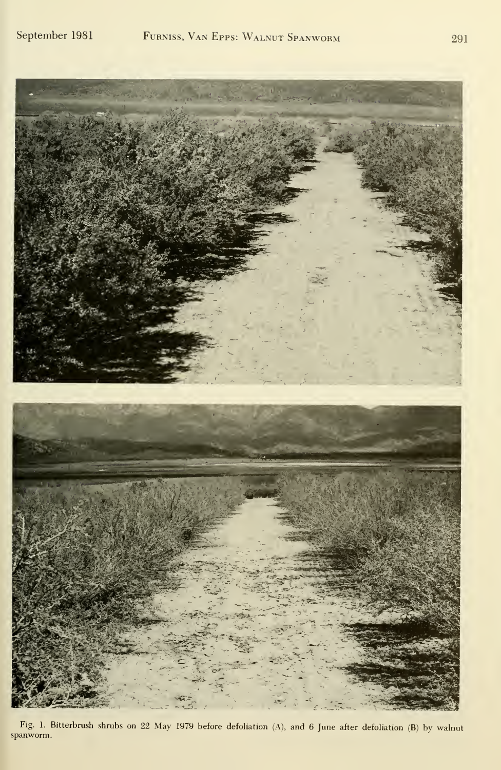Fig. 1. Bitterbrush shrubs on 22 May 1979 before defoliation (A), and 6 June after defoliation (B) by walnut spanworm.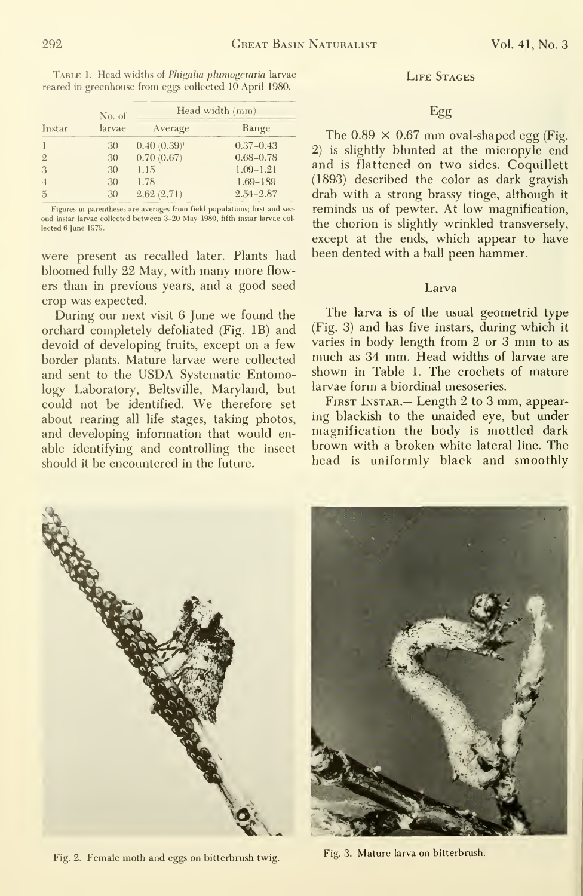Table 1. Head widths of *Phigalia plumogeraria* larvae reared in greenhouse from eggs collected 10 April 1980.

| Instar | No. of larvae | Head width (mm) | |
|---|---|---|---|
| | | Average | Range |
| 1 | 30 | 0.40 (0.39)[1] | 0.37–0.43 |
| 2 | 30 | 0.70 (0.67) | 0.68–0.78 |
| 3 | 30 | 1.15 | 1.09–1.21 |
| 4 | 30 | 1.78 | 1.69–189 |
| 5 | 30 | 2.62 (2.71) | 2.54–2.87 |

[1]Figures in parentheses are averages from field populations; first and second instar larvae collected between 3–20 May 1980, fifth instar larvae collected 6 June 1979.

were present as recalled later. Plants had bloomed fully 22 May, with many more flowers than in previous years, and a good seed crop was expected.

During our next visit 6 June we found the orchard completely defoliated (Fig. 1B) and devoid of developing fruits, except on a few border plants. Mature larvae were collected and sent to the USDA Systematic Entomology Laboratory, Beltsville, Maryland, but could not be identified. We therefore set about rearing all life stages, taking photos, and developing information that would enable identifying and controlling the insect should it be encountered in the future.

## Life Stages

### Egg

The 0.89 × 0.67 mm oval-shaped egg (Fig. 2) is slightly blunted at the micropyle end and is flattened on two sides. Coquillett (1893) described the color as dark grayish drab with a strong brassy tinge, although it reminds us of pewter. At low magnification, the chorion is slightly wrinkled transversely, except at the ends, which appear to have been dented with a ball peen hammer.

### Larva

The larva is of the usual geometrid type (Fig. 3) and has five instars, during which it varies in body length from 2 or 3 mm to as much as 34 mm. Head widths of larvae are shown in Table 1. The crochets of mature larvae form a biordinal mesoseries.

First Instar.— Length 2 to 3 mm, appearing blackish to the unaided eye, but under magnification the body is mottled dark brown with a broken white lateral line. The head is uniformly black and smoothly

Fig. 2. Female moth and eggs on bitterbrush twig.

Fig. 3. Mature larva on bitterbrush.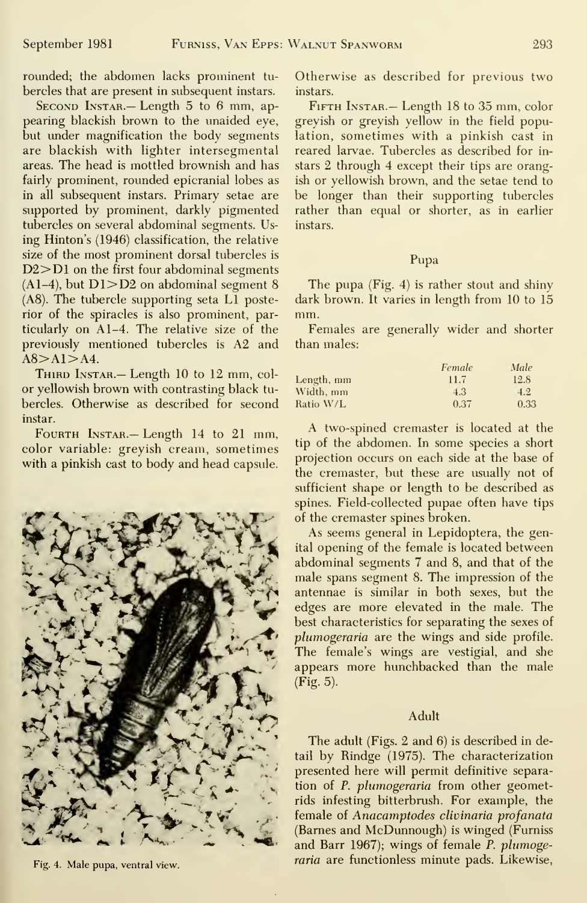rounded; the abdomen lacks prominent tubercles that are present in subsequent instars.

SECOND INSTAR.— Length 5 to 6 mm, appearing blackish brown to the unaided eye, but under magnification the body segments are blackish with lighter intersegmental areas. The head is mottled brownish and has fairly prominent, rounded epicranial lobes as in all subsequent instars. Primary setae are supported by prominent, darkly pigmented tubercles on several abdominal segments. Using Hinton's (1946) classification, the relative size of the most prominent dorsal tubercles is D2>D1 on the first four abdominal segments (A1–4), but D1>D2 on abdominal segment 8 (A8). The tubercle supporting seta L1 posterior of the spiracles is also prominent, particularly on A1–4. The relative size of the previously mentioned tubercles is A2 and A8>A1>A4.

THIRD INSTAR.— Length 10 to 12 mm, color yellowish brown with contrasting black tubercles. Otherwise as described for second instar.

FOURTH INSTAR.— Length 14 to 21 mm, color variable: greyish cream, sometimes with a pinkish cast to body and head capsule. Otherwise as described for previous two instars.

Fig. 4. Male pupa, ventral view.

FIFTH INSTAR.— Length 18 to 35 mm, color greyish or greyish yellow in the field population, sometimes with a pinkish cast in reared larvae. Tubercles as described for instars 2 through 4 except their tips are orangish or yellowish brown, and the setae tend to be longer than their supporting tubercles rather than equal or shorter, as in earlier instars.

## Pupa

The pupa (Fig. 4) is rather stout and shiny dark brown. It varies in length from 10 to 15 mm.

Females are generally wider and shorter than males:

| | *Female* | *Male* |
|---|---|---|
| Length, mm | 11.7 | 12.8 |
| Width, mm | 4.3 | 4.2 |
| Ratio W/L | 0.37 | 0.33 |

A two-spined cremaster is located at the tip of the abdomen. In some species a short projection occurs on each side at the base of the cremaster, but these are usually not of sufficient shape or length to be described as spines. Field-collected pupae often have tips of the cremaster spines broken.

As seems general in Lepidoptera, the genital opening of the female is located between abdominal segments 7 and 8, and that of the male spans segment 8. The impression of the antennae is similar in both sexes, but the edges are more elevated in the male. The best characteristics for separating the sexes of *plumogeraria* are the wings and side profile. The female's wings are vestigial, and she appears more hunchbacked than the male (Fig. 5).

## Adult

The adult (Figs. 2 and 6) is described in detail by Rindge (1975). The characterization presented here will permit definitive separation of *P. plumogeraria* from other geometrids infesting bitterbrush. For example, the female of *Anacamptodes clivinaria profanata* (Barnes and McDunnough) is winged (Furniss and Barr 1967); wings of female *P. plumogeraria* are functionless minute pads. Likewise,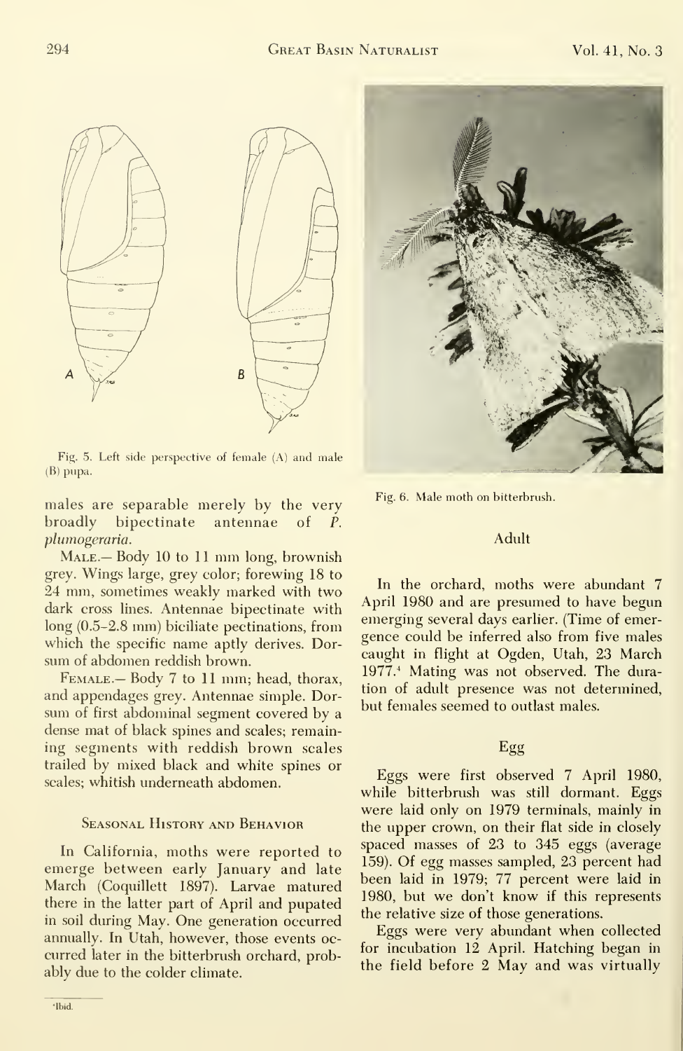Fig. 5. Left side perspective of female (A) and male (B) pupa.

males are separable merely by the very broadly bipectinate antennae of *P. plumogeraria*.

MALE.— Body 10 to 11 mm long, brownish grey. Wings large, grey color; forewing 18 to 24 mm, sometimes weakly marked with two dark cross lines. Antennae bipectinate with long (0.5–2.8 mm) biciliate pectinations, from which the specific name aptly derives. Dorsum of abdomen reddish brown.

FEMALE.— Body 7 to 11 mm; head, thorax, and appendages grey. Antennae simple. Dorsum of first abdominal segment covered by a dense mat of black spines and scales; remaining segments with reddish brown scales trailed by mixed black and white spines or scales; whitish underneath abdomen.

## Seasonal History and Behavior

In California, moths were reported to emerge between early January and late March (Coquillett 1897). Larvae matured there in the latter part of April and pupated in soil during May. One generation occurred annually. In Utah, however, those events occurred later in the bitterbrush orchard, probably due to the colder climate.

Fig. 6. Male moth on bitterbrush.

### Adult

In the orchard, moths were abundant 7 April 1980 and are presumed to have begun emerging several days earlier. (Time of emergence could be inferred also from five males caught in flight at Ogden, Utah, 23 March 1977.[4] Mating was not observed. The duration of adult presence was not determined, but females seemed to outlast males.

### Egg

Eggs were first observed 7 April 1980, while bitterbrush was still dormant. Eggs were laid only on 1979 terminals, mainly in the upper crown, on their flat side in closely spaced masses of 23 to 345 eggs (average 159). Of egg masses sampled, 23 percent had been laid in 1979; 77 percent were laid in 1980, but we don't know if this represents the relative size of those generations.

Eggs were very abundant when collected for incubation 12 April. Hatching began in the field before 2 May and was virtually

[4]Ibid.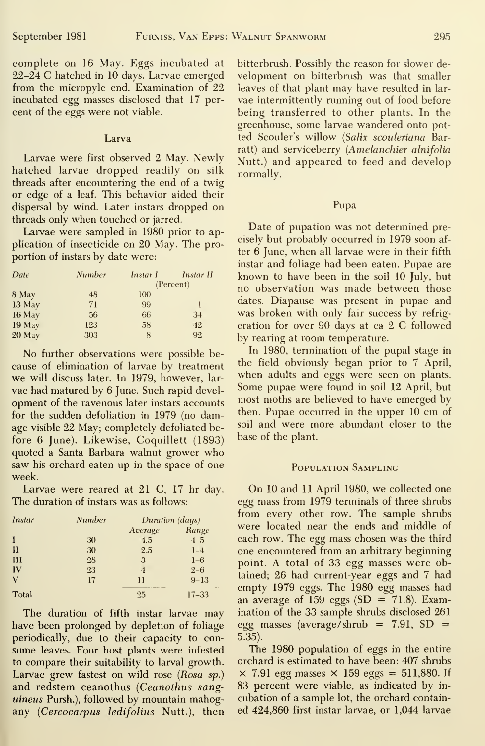complete on 16 May. Eggs incubated at 22–24 C hatched in 10 days. Larvae emerged from the micropyle end. Examination of 22 incubated egg masses disclosed that 17 percent of the eggs were not viable.

### Larva

Larvae were first observed 2 May. Newly hatched larvae dropped readily on silk threads after encountering the end of a twig or edge of a leaf. This behavior aided their dispersal by wind. Later instars dropped on threads only when touched or jarred.

Larvae were sampled in 1980 prior to application of insecticide on 20 May. The proportion of instars by date were:

| Date | Number | Instar I | Instar II |
|---|---|---|---|
| | | (Percent) | |
| 8 May | 48 | 100 | |
| 13 May | 71 | 99 | 1 |
| 16 May | 56 | 66 | 34 |
| 19 May | 123 | 58 | 42 |
| 20 May | 303 | 8 | 92 |

No further observations were possible because of elimination of larvae by treatment we will discuss later. In 1979, however, larvae had matured by 6 June. Such rapid development of the ravenous later instars accounts for the sudden defoliation in 1979 (no damage visible 22 May; completely defoliated before 6 June). Likewise, Coquillett (1893) quoted a Santa Barbara walnut grower who saw his orchard eaten up in the space of one week.

Larvae were reared at 21 C, 17 hr day. The duration of instars was as follows:

| Instar | Number | Duration (days) | |
|---|---|---|---|
| | | Average | Range |
| I | 30 | 4.5 | 4–5 |
| II | 30 | 2.5 | 1–4 |
| III | 28 | 3 | 1–6 |
| IV | 23 | 4 | 2–6 |
| V | 17 | 11 | 9–13 |
| Total | | 25 | 17–33 |

The duration of fifth instar larvae may have been prolonged by depletion of foliage periodically, due to their capacity to consume leaves. Four host plants were infested to compare their suitability to larval growth. Larvae grew fastest on wild rose (*Rosa* sp.) and redstem ceanothus (*Ceanothus sanguineus* Pursh.), followed by mountain mahogany (*Cercocarpus ledifolius* Nutt.), then bitterbrush. Possibly the reason for slower development on bitterbrush was that smaller leaves of that plant may have resulted in larvae intermittently running out of food before being transferred to other plants. In the greenhouse, some larvae wandered onto potted Scouler's willow (*Salix scouleriana* Barratt) and serviceberry (*Amelanchier alnifolia* Nutt.) and appeared to feed and develop normally.

### Pupa

Date of pupation was not determined precisely but probably occurred in 1979 soon after 6 June, when all larvae were in their fifth instar and foliage had been eaten. Pupae are known to have been in the soil 10 July, but no observation was made between those dates. Diapause was present in pupae and was broken with only fair success by refrigeration for over 90 days at ca 2 C followed by rearing at room temperature.

In 1980, termination of the pupal stage in the field obviously began prior to 7 April, when adults and eggs were seen on plants. Some pupae were found in soil 12 April, but most moths are believed to have emerged by then. Pupae occurred in the upper 10 cm of soil and were more abundant closer to the base of the plant.

## Population Sampling

On 10 and 11 April 1980, we collected one egg mass from 1979 terminals of three shrubs from every other row. The sample shrubs were located near the ends and middle of each row. The egg mass chosen was the third one encountered from an arbitrary beginning point. A total of 33 egg masses were obtained; 26 had current-year eggs and 7 had empty 1979 eggs. The 1980 egg masses had an average of 159 eggs (SD = 71.8). Examination of the 33 sample shrubs disclosed 261 egg masses (average/shrub = 7.91, SD = 5.35).

The 1980 population of eggs in the entire orchard is estimated to have been: 407 shrubs × 7.91 egg masses × 159 eggs = 511,880. If 83 percent were viable, as indicated by incubation of a sample lot, the orchard contained 424,860 first instar larvae, or 1,044 larvae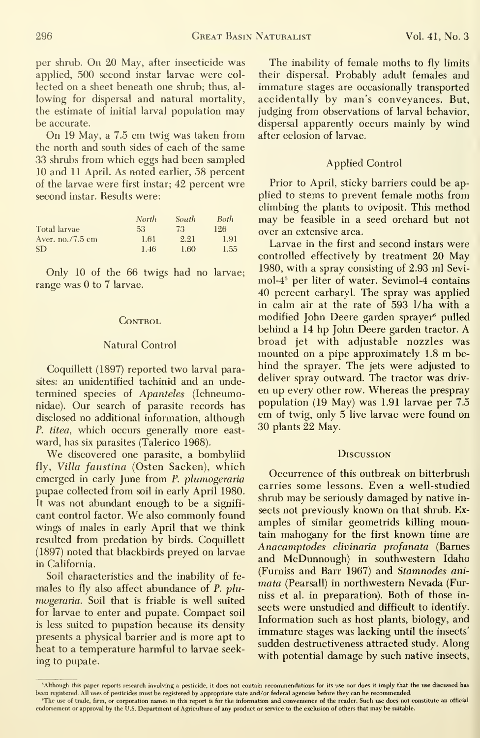per shrub. On 20 May, after insecticide was applied, 500 second instar larvae were collected on a sheet beneath one shrub; thus, allowing for dispersal and natural mortality, the estimate of initial larval population may be accurate.

On 19 May, a 7.5 cm twig was taken from the north and south sides of each of the same 33 shrubs from which eggs had been sampled 10 and 11 April. As noted earlier, 58 percent of the larvae were first instar; 42 percent wre second instar. Results were:

| | *North* | *South* | *Both* |
|---|---|---|---|
| Total larvae | 53 | 73 | 126 |
| Aver. no./7.5 cm | 1.61 | 2.21 | 1.91 |
| SD | 1.46 | 1.60 | 1.55 |

Only 10 of the 66 twigs had no larvae; range was 0 to 7 larvae.

## Control

### Natural Control

Coquillett (1897) reported two larval parasites: an unidentified tachinid and an undetermined species of *Apanteles* (Ichneumonidae). Our search of parasite records has disclosed no additional information, although *P. titea*, which occurs generally more eastward, has six parasites (Talerico 1968).

We discovered one parasite, a bombyliid fly, *Villa faustina* (Osten Sacken), which emerged in early June from *P. plumogeraria* pupae collected from soil in early April 1980. It was not abundant enough to be a significant control factor. We also commonly found wings of males in early April that we think resulted from predation by birds. Coquillett (1897) noted that blackbirds preyed on larvae in California.

Soil characteristics and the inability of females to fly also affect abundance of *P. plumogeraria*. Soil that is friable is well suited for larvae to enter and pupate. Compact soil is less suited to pupation because its density presents a physical barrier and is more apt to heat to a temperature harmful to larvae seeking to pupate.

The inability of female moths to fly limits their dispersal. Probably adult females and immature stages are occasionally transported accidentally by man's conveyances. But, judging from observations of larval behavior, dispersal apparently occurs mainly by wind after eclosion of larvae.

### Applied Control

Prior to April, sticky barriers could be applied to stems to prevent female moths from climbing the plants to oviposit. This method may be feasible in a seed orchard but not over an extensive area.

Larvae in the first and second instars were controlled effectively by treatment 20 May 1980, with a spray consisting of 2.93 ml Sevimol-4[5] per liter of water. Sevimol-4 contains 40 percent carbaryl. The spray was applied in calm air at the rate of 593 l/ha with a modified John Deere garden sprayer[6] pulled behind a 14 hp John Deere garden tractor. A broad jet with adjustable nozzles was mounted on a pipe approximately 1.8 m behind the sprayer. The jets were adjusted to deliver spray outward. The tractor was driven up every other row. Whereas the prespray population (19 May) was 1.91 larvae per 7.5 cm of twig, only 5 live larvae were found on 30 plants 22 May.

## Discussion

Occurrence of this outbreak on bitterbrush carries some lessons. Even a well-studied shrub may be seriously damaged by native insects not previously known on that shrub. Examples of similar geometrids killing mountain mahogany for the first known time are *Anacamptodes clivinaria profanata* (Barnes and McDunnough) in southwestern Idaho (Furniss and Barr 1967) and *Stamnodes animata* (Pearsall) in northwestern Nevada (Furniss et al. in preparation). Both of those insects were unstudied and difficult to identify. Information such as host plants, biology, and immature stages was lacking until the insects' sudden destructiveness attracted study. Along with potential damage by such native insects,

[5]Although this paper reports research involving a pesticide, it does not contain recommendations for its use nor does it imply that the use discussed has been registered. All uses of pesticides must be registered by appropriate state and/or federal agencies before they can be recommended.

[6]The use of trade, firm, or corporation names in this report is for the information and convenience of the reader. Such use does not constitute an official endorsement or approval by the U.S. Department of Agriculture of any product or service to the exclusion of others that may be suitable.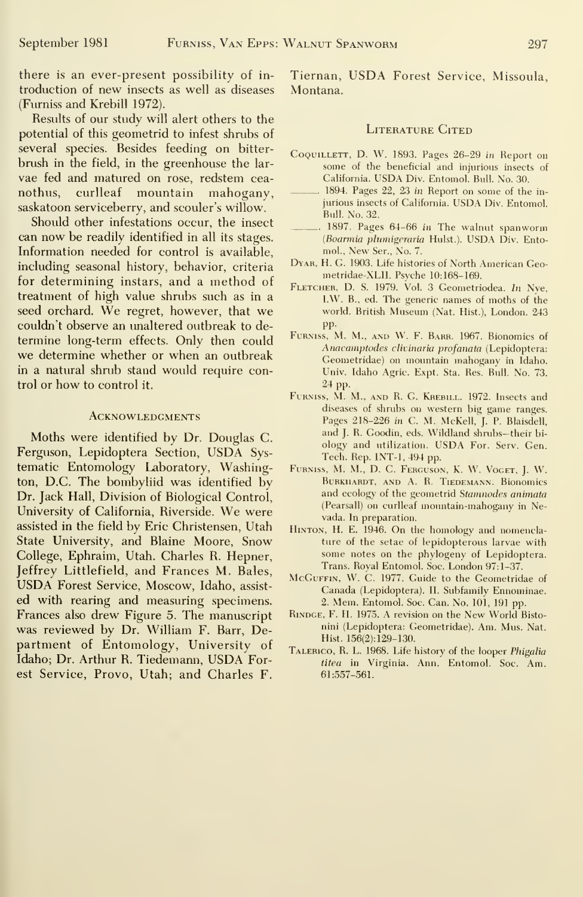there is an ever-present possibility of introduction of new insects as well as diseases (Furniss and Krebill 1972).

Results of our study will alert others to the potential of this geometrid to infest shrubs of several species. Besides feeding on bitterbrush in the field, in the greenhouse the larvae fed and matured on rose, redstem ceanothus, curlleaf mountain mahogany, saskatoon serviceberry, and scouler's willow.

Should other infestations occur, the insect can now be readily identified in all its stages. Information needed for control is available, including seasonal history, behavior, criteria for determining instars, and a method of treatment of high value shrubs such as in a seed orchard. We regret, however, that we couldn't observe an unaltered outbreak to determine long-term effects. Only then could we determine whether or when an outbreak in a natural shrub stand would require control or how to control it.

## Acknowledgments

Moths were identified by Dr. Douglas C. Ferguson, Lepidoptera Section, USDA Systematic Entomology Laboratory, Washington, D.C. The bombyliid was identified by Dr. Jack Hall, Division of Biological Control, University of California, Riverside. We were assisted in the field by Eric Christensen, Utah State University, and Blaine Moore, Snow College, Ephraim, Utah. Charles R. Hepner, Jeffrey Littlefield, and Frances M. Bales, USDA Forest Service, Moscow, Idaho, assisted with rearing and measuring specimens. Frances also drew Figure 5. The manuscript was reviewed by Dr. William F. Barr, Department of Entomology, University of Idaho; Dr. Arthur R. Tiedemann, USDA Forest Service, Provo, Utah; and Charles F. Tiernan, USDA Forest Service, Missoula, Montana.

## Literature Cited

Coquillett, D. W. 1893. Pages 26–29 *in* Report on some of the beneficial and injurious insects of California. USDA Div. Entomol. Bull. No. 30.

———. 1894. Pages 22, 23 *in* Report on some of the injurious insects of California. USDA Div. Entomol. Bull. No. 32.

———. 1897. Pages 64–66 *in* The walnut spanworm (*Boarmia plumigeraria* Hulst.). USDA Div. Entomol., New Ser., No. 7.

Dyar, H. G. 1903. Life histories of North American Geometridae-XLII. Psyche 10:168–169.

Fletcher, D. S. 1979. Vol. 3 Geometriodea. *In* Nye, I.W. B., ed. The generic names of moths of the world. British Museum (Nat. Hist.), London. 243 pp.

Furniss, M. M., and W. F. Barr. 1967. Bionomics of *Anacamptodes clivinaria profanata* (Lepidoptera: Geometridae) on mountain mahogany in Idaho. Univ. Idaho Agric. Expt. Sta. Res. Bull. No. 73. 24 pp.

Furniss, M. M., and R. G. Krebill. 1972. Insects and diseases of shrubs on western big game ranges. Pages 218–226 *in* C. M. McKell, J. P. Blaisdell, and J. R. Goodin, eds. Wildland shrubs—their biology and utilization. USDA For. Serv. Gen. Tech. Rep. INT-1, 494 pp.

Furniss, M. M., D. C. Ferguson, K. W. Voget, J. W. Burkhardt, and A. R. Tiedemann. Bionomics and ecology of the geometrid *Stamnodes animata* (Pearsall) on curlleaf mountain-mahogany in Nevada. In preparation.

Hinton, H. E. 1946. On the homology and nomenclature of the setae of lepidopterous larvae with some notes on the phylogeny of Lepidoptera. Trans. Royal Entomol. Soc. London 97:1–37.

McGuffin, W. C. 1977. Guide to the Geometridae of Canada (Lepidoptera). II. Subfamily Ennominae. 2. Mem. Entomol. Soc. Can. No. 101, 191 pp.

Rindge, F. H. 1975. A revision on the New World Bistonini (Lepidoptera: Geometridae). Am. Mus. Nat. Hist. 156(2):129–130.

Talerico, R. L. 1968. Life history of the looper *Phigalia titea* in Virginia. Ann. Entomol. Soc. Am. 61:557–561.